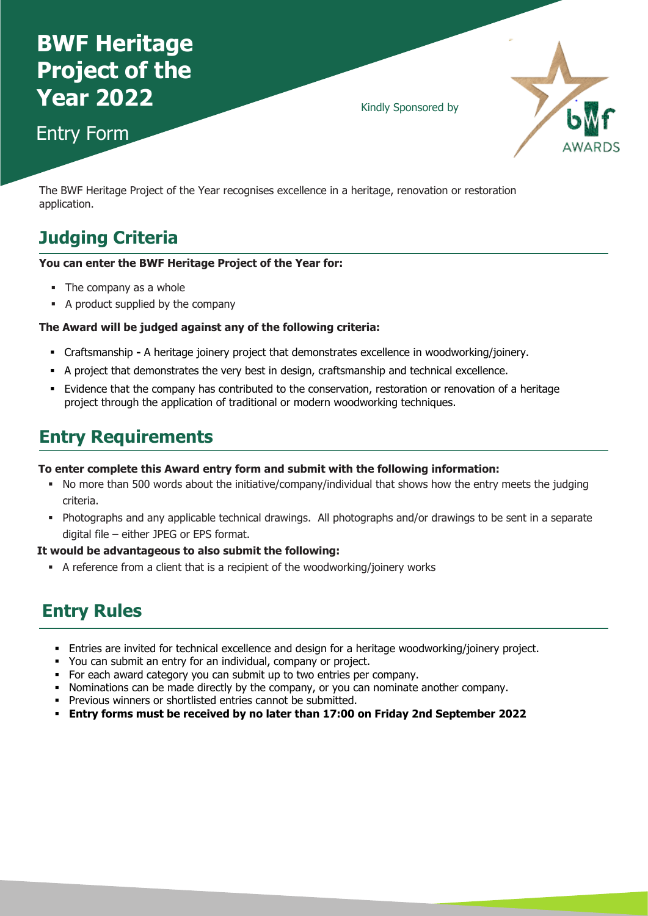# BWF Heritage Project of the Year 2022

## Entry Form

Kindly Sponsored by

bwf AWARDS

The BWF Heritage Project of the Year recognises excellence in a heritage, renovation or restoration application.

## Judging Criteria

**You can enter the BWF Heritage Project of the Year for:**

- The company as a whole
- A product supplied by the company

**The Award will be judged against any of the following criteria:**

- Craftsmanship **-** A heritage joinery project that demonstrates excellence in woodworking/joinery.
- A project that demonstrates the very best in design, craftsmanship and technical excellence.
- Evidence that the company has contributed to the conservation, restoration or renovation of a heritage project through the application of traditional or modern woodworking techniques.

## Entry Requirements

**To enter complete this Award entry form and submit with the following information:**

- No more than 500 words about the initiative/company/individual that shows how the entry meets the judging criteria.
- Photographs and any applicable technical drawings. All photographs and/or drawings to be sent in a separate digital file – either JPEG or EPS format.

**It would be advantageous to also submit the following:**

- A reference from a client that is a recipient of the woodworking/joinery works

## Entry Rules

- Entries are invited for technical excellence and design for a heritage woodworking/joinery project.
- You can submit an entry for an individual, company or project.
- For each award category you can submit up to two entries per company.
- Nominations can be made directly by the company, or you can nominate another company.
- Previous winners or shortlisted entries cannot be submitted.
- **Entry forms must be received by no later than 17:00 on Friday 2nd September 2022**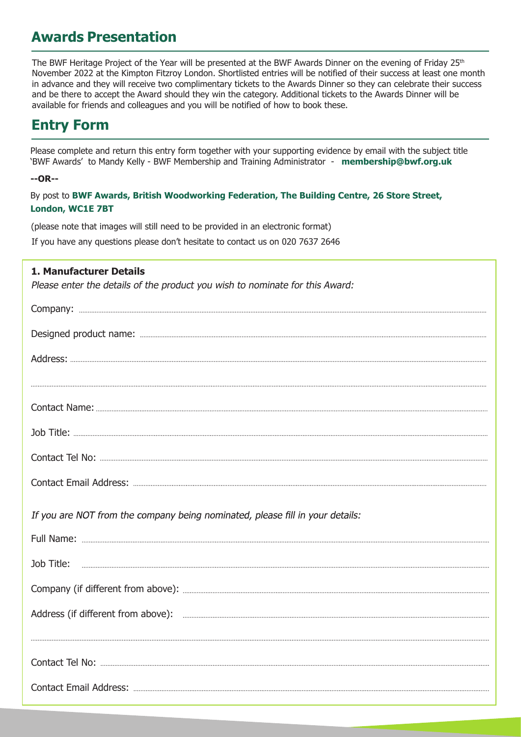## Awards Presentation

The BWF Heritage Project of the Year will be presented at the BWF Awards Dinner on the evening of Friday 25th November 2022 at the Kimpton Fitzroy London. Shortlisted entries will be notified of their success at least one month in advance and they will receive two complimentary tickets to the Awards Dinner so they can celebrate their success and be there to accept the Award should they win the category. Additional tickets to the Awards Dinner will be available for friends and colleagues and you will be notified of how to book these.

## Entry Form

Please complete and return this entry form together with your supporting evidence by email with the subject title 'BWF Awards' to Mandy Kelly - BWF Membership and Training Administrator - **membership@bwf.org.uk**

**--OR--**

By post to **BWF Awards, British Woodworking Federation, The Building Centre, 26 Store Street, London, WC1E 7BT**

(please note that images will still need to be provided in an electronic format)

If you have any questions please don't hesitate to contact us on 020 7637 2646

### 1. Manufacturer Details

*Please enter the details of the product you wish to nominate for this Award:*

Company: ..............................................................................................

Designed product name: ..............................................................................................

Address: ..............................................................................................

..............................................................................................

Contact Name: ..............................................................................................

Job Title: ..............................................................................................

Contact Tel No: ..............................................................................................

Contact Email Address: ..............................................................................................

*If you are NOT from the company being nominated, please fill in your details:*

Full Name: ..............................................................................................

Job Title: ..............................................................................................

Company (if different from above): ..............................................................................................

Address (if different from above): ..............................................................................................

..............................................................................................

Contact Tel No: ..............................................................................................

Contact Email Address: ..............................................................................................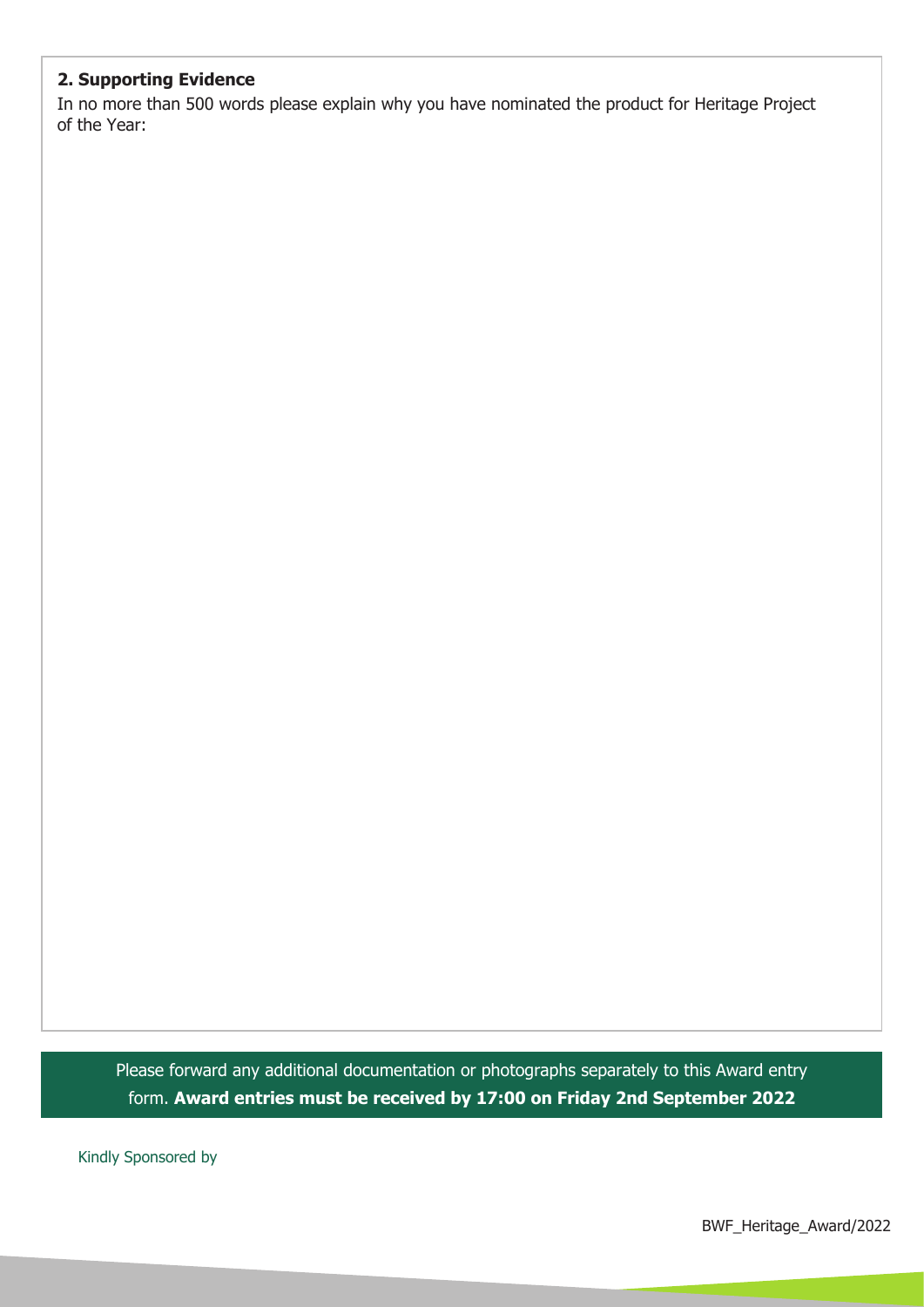**2. Supporting Evidence**

In no more than 500 words please explain why you have nominated the product for Heritage Project of the Year:

Please forward any additional documentation or photographs separately to this Award entry form. **Award entries must be received by 17:00 on Friday 2nd September 2022**

Kindly Sponsored by

BWF_Heritage_Award/2022